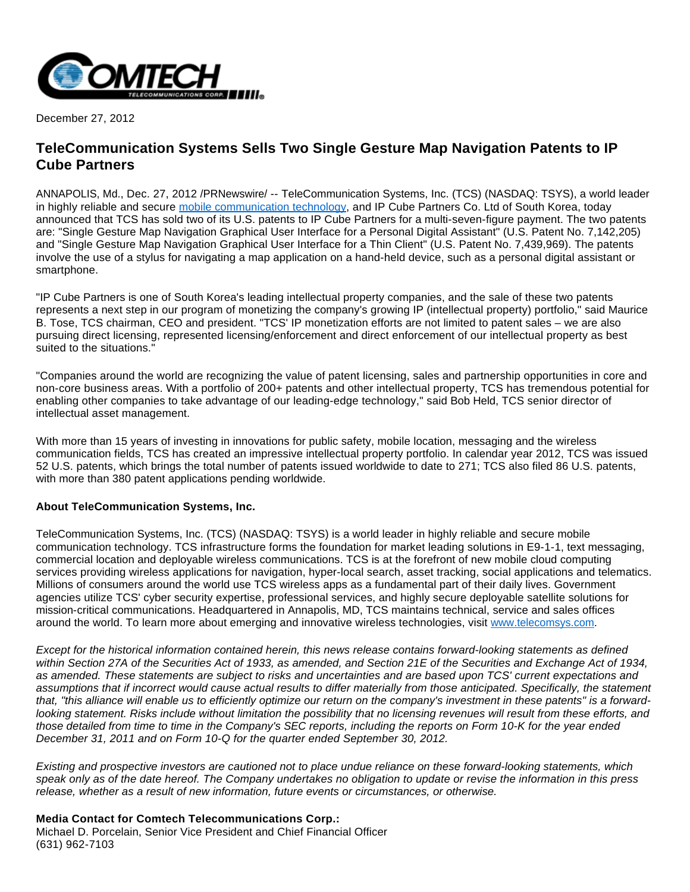December 27, 2012

# TeleCommunication Systems Sells Two Single Gesture Map Navigation Patents to IP Cube Partners

ANNAPOLIS, Md., Dec. 27, 2012 /PRNewswire/ -- TeleCommunication Systems, Inc. (TCS) (NASDAQ: TSYS), a world leader in highly reliable and secure mobile communication technology, and IP Cube Partners Co. Ltd of South Korea, today announced that TCS has sold two of its U.S. patents to IP Cube Partners for a multi-seven-figure payment. The two patents are: "Single Gesture Map Navigation Graphical User Interface for a Personal Digital Assistant" (U.S. Patent No. 7,142,205) and "Single Gesture Map Navigation Graphical User Interface for a Thin Client" (U.S. Patent No. 7,439,969). The patents involve the use of a stylus for navigating a map application on a hand-held device, such as a personal digital assistant or smartphone.

"IP Cube Partners is one of South Korea's leading intellectual property companies, and the sale of these two patents represents a next step in our program of monetizing the company's growing IP (intellectual property) portfolio," said Maurice B. Tose, TCS chairman, CEO and president. "TCS' IP monetization efforts are not limited to patent sales – we are also pursuing direct licensing, represented licensing/enforcement and direct enforcement of our intellectual property as best suited to the situations."

"Companies around the world are recognizing the value of patent licensing, sales and partnership opportunities in core and non-core business areas. With a portfolio of 200+ patents and other intellectual property, TCS has tremendous potential for enabling other companies to take advantage of our leading-edge technology," said Bob Held, TCS senior director of intellectual asset management.

With more than 15 years of investing in innovations for public safety, mobile location, messaging and the wireless communication fields, TCS has created an impressive intellectual property portfolio. In calendar year 2012, TCS was issued 52 U.S. patents, which brings the total number of patents issued worldwide to date to 271; TCS also filed 86 U.S. patents, with more than 380 patent applications pending worldwide.

**About TeleCommunication Systems, Inc.**

TeleCommunication Systems, Inc. (TCS) (NASDAQ: TSYS) is a world leader in highly reliable and secure mobile communication technology. TCS infrastructure forms the foundation for market leading solutions in E9-1-1, text messaging, commercial location and deployable wireless communications. TCS is at the forefront of new mobile cloud computing services providing wireless applications for navigation, hyper-local search, asset tracking, social applications and telematics. Millions of consumers around the world use TCS wireless apps as a fundamental part of their daily lives. Government agencies utilize TCS' cyber security expertise, professional services, and highly secure deployable satellite solutions for mission-critical communications. Headquartered in Annapolis, MD, TCS maintains technical, service and sales offices around the world. To learn more about emerging and innovative wireless technologies, visit www.telecomsys.com.

*Except for the historical information contained herein, this news release contains forward-looking statements as defined within Section 27A of the Securities Act of 1933, as amended, and Section 21E of the Securities and Exchange Act of 1934, as amended. These statements are subject to risks and uncertainties and are based upon TCS' current expectations and assumptions that if incorrect would cause actual results to differ materially from those anticipated. Specifically, the statement that, "this alliance will enable us to efficiently optimize our return on the company's investment in these patents" is a forward-looking statement. Risks include without limitation the possibility that no licensing revenues will result from these efforts, and those detailed from time to time in the Company's SEC reports, including the reports on Form 10-K for the year ended December 31, 2011 and on Form 10-Q for the quarter ended September 30, 2012.*

*Existing and prospective investors are cautioned not to place undue reliance on these forward-looking statements, which speak only as of the date hereof. The Company undertakes no obligation to update or revise the information in this press release, whether as a result of new information, future events or circumstances, or otherwise.*

**Media Contact for Comtech Telecommunications Corp.:**
Michael D. Porcelain, Senior Vice President and Chief Financial Officer
(631) 962-7103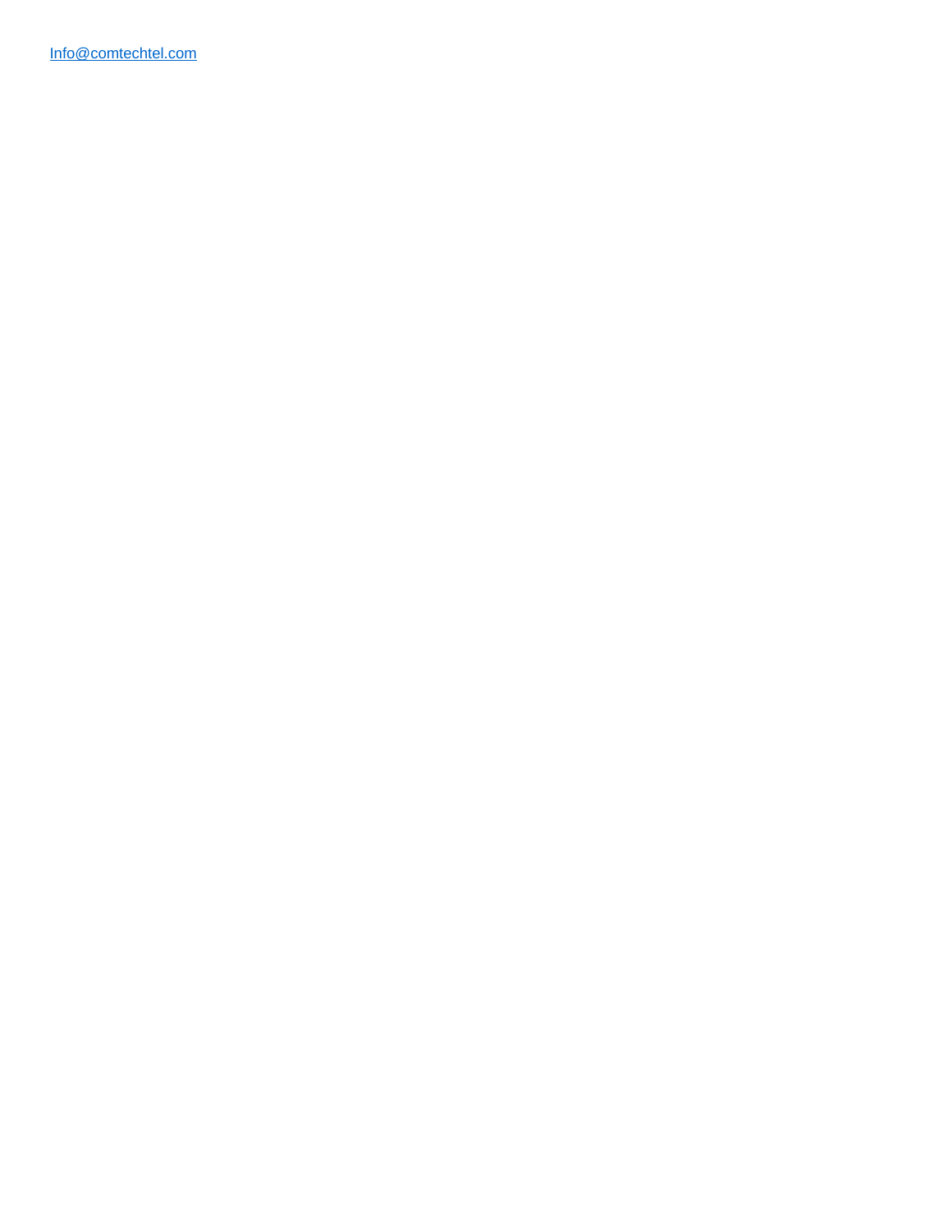Info@comtechtel.com